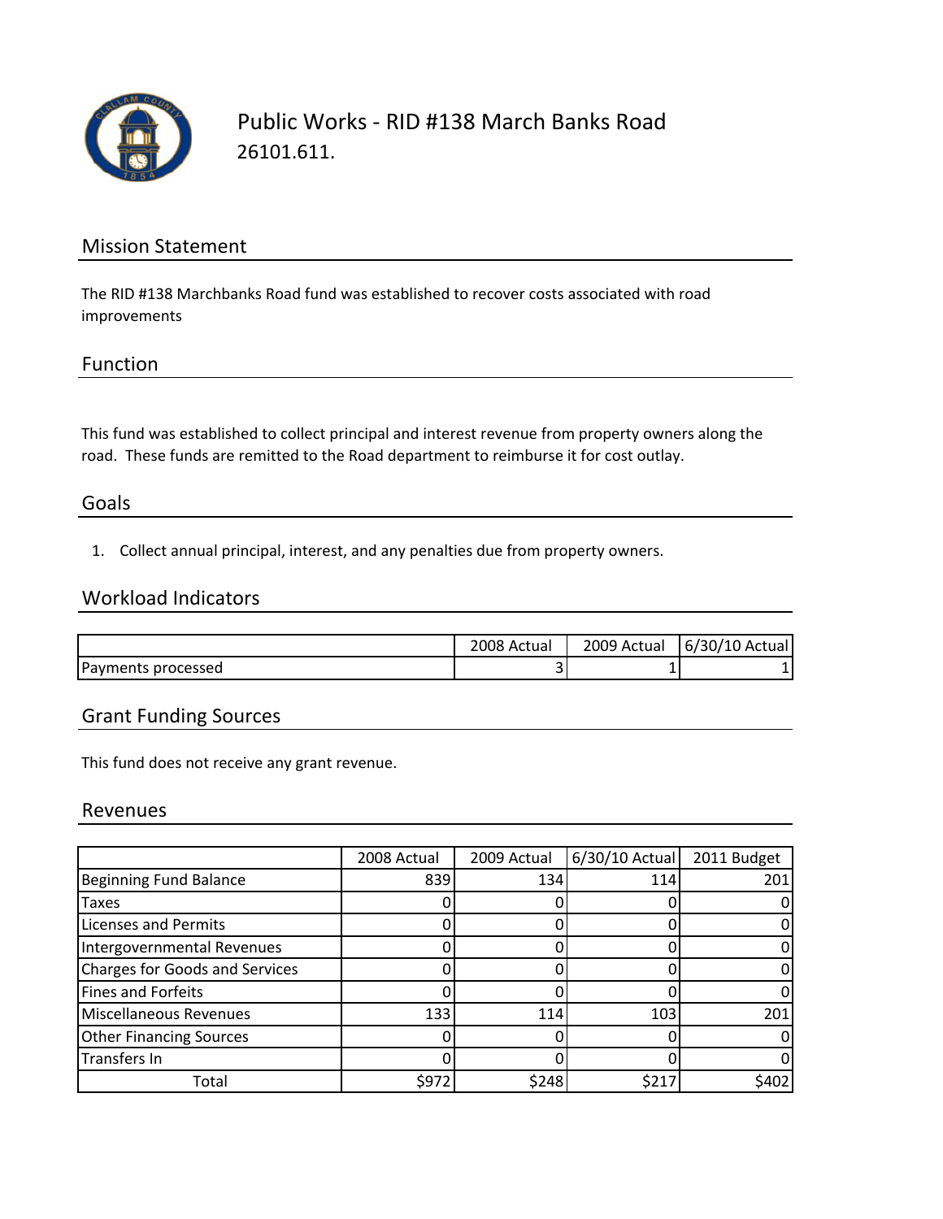# Public Works - RID #138 March Banks Road

26101.611.

## Mission Statement

The RID #138 Marchbanks Road fund was established to recover costs associated with road improvements

## Function

This fund was established to collect principal and interest revenue from property owners along the road. These funds are remitted to the Road department to reimburse it for cost outlay.

## Goals

1. Collect annual principal, interest, and any penalties due from property owners.

## Workload Indicators

| | 2008 Actual | 2009 Actual | 6/30/10 Actual |
|---|---|---|---|
| Payments processed | 3 | 1 | 1 |

## Grant Funding Sources

This fund does not receive any grant revenue.

## Revenues

| | 2008 Actual | 2009 Actual | 6/30/10 Actual | 2011 Budget |
|---|---|---|---|---|
| Beginning Fund Balance | 839 | 134 | 114 | 201 |
| Taxes | 0 | 0 | 0 | 0 |
| Licenses and Permits | 0 | 0 | 0 | 0 |
| Intergovernmental Revenues | 0 | 0 | 0 | 0 |
| Charges for Goods and Services | 0 | 0 | 0 | 0 |
| Fines and Forfeits | 0 | 0 | 0 | 0 |
| Miscellaneous Revenues | 133 | 114 | 103 | 201 |
| Other Financing Sources | 0 | 0 | 0 | 0 |
| Transfers In | 0 | 0 | 0 | 0 |
| Total | $972 | $248 | $217 | $402 |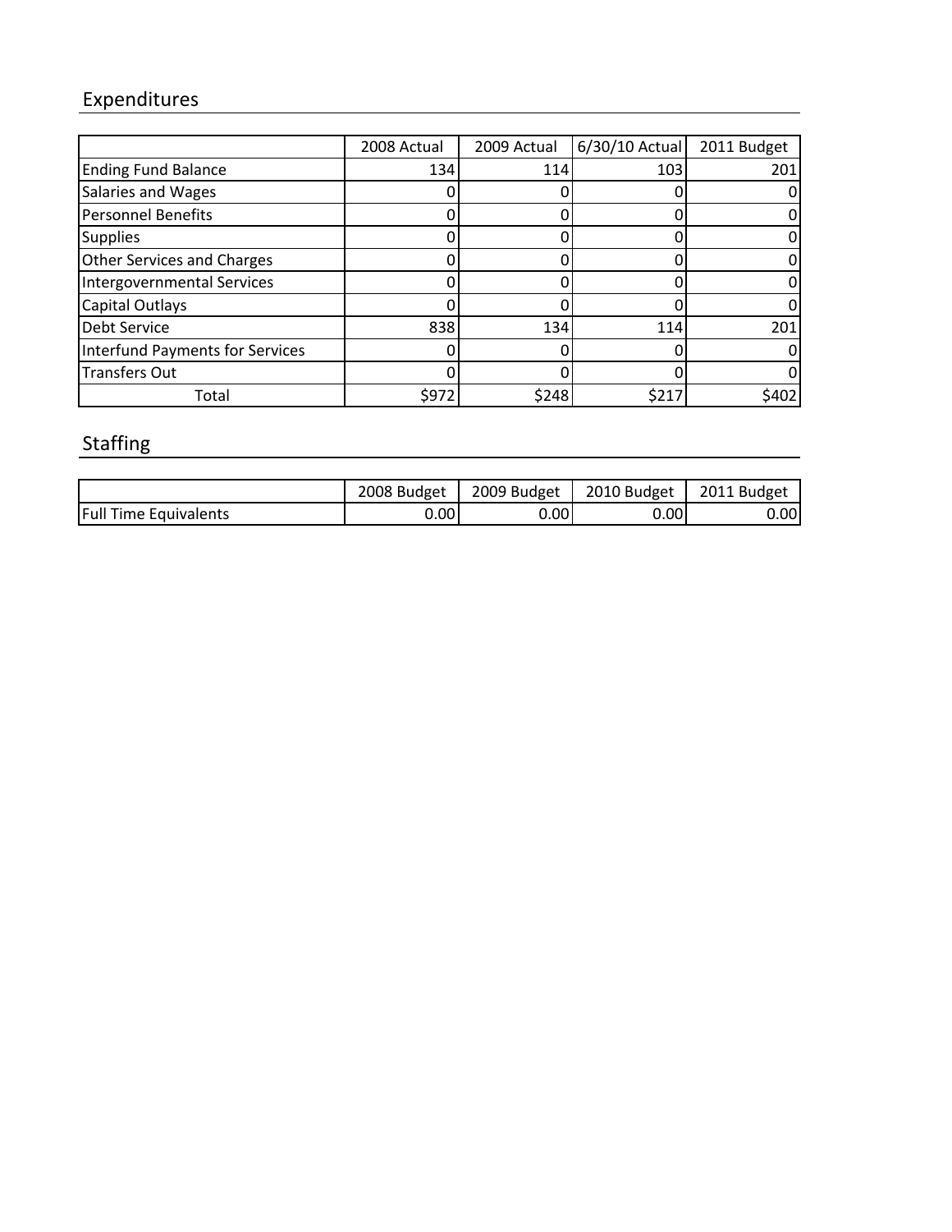## Expenditures

| | 2008 Actual | 2009 Actual | 6/30/10 Actual | 2011 Budget |
|---|---|---|---|---|
| Ending Fund Balance | 134 | 114 | 103 | 201 |
| Salaries and Wages | 0 | 0 | 0 | 0 |
| Personnel Benefits | 0 | 0 | 0 | 0 |
| Supplies | 0 | 0 | 0 | 0 |
| Other Services and Charges | 0 | 0 | 0 | 0 |
| Intergovernmental Services | 0 | 0 | 0 | 0 |
| Capital Outlays | 0 | 0 | 0 | 0 |
| Debt Service | 838 | 134 | 114 | 201 |
| Interfund Payments for Services | 0 | 0 | 0 | 0 |
| Transfers Out | 0 | 0 | 0 | 0 |
| Total | $972 | $248 | $217 | $402 |

## Staffing

| | 2008 Budget | 2009 Budget | 2010 Budget | 2011 Budget |
|---|---|---|---|---|
| Full Time Equivalents | 0.00 | 0.00 | 0.00 | 0.00 |